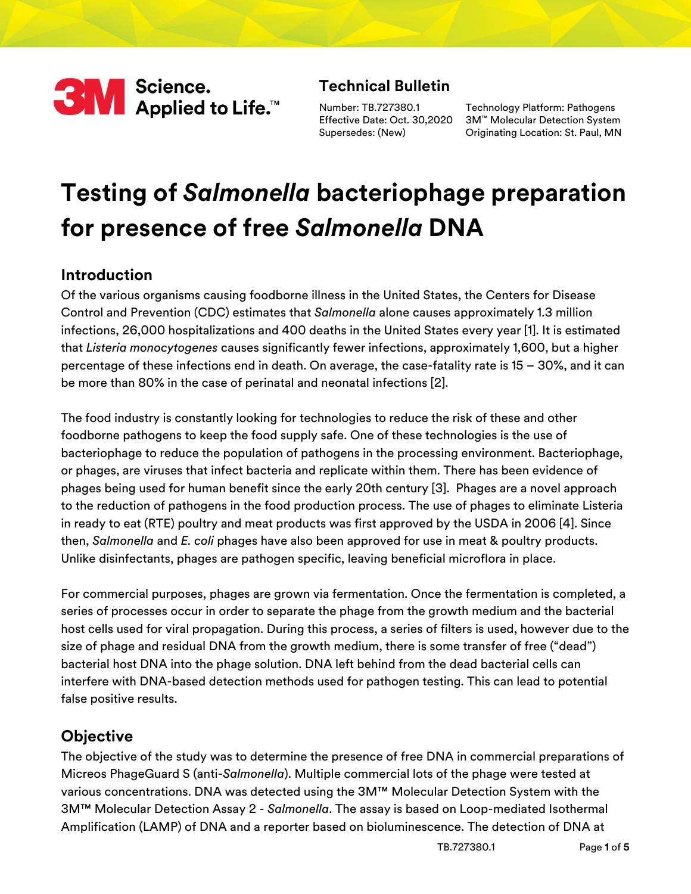3M Science. Applied to Life.™

## Technical Bulletin

Number: TB.727380.1
Effective Date: Oct. 30,2020
Supersedes: (New)

Technology Platform: Pathogens
3M™ Molecular Detection System
Originating Location: St. Paul, MN

# Testing of *Salmonella* bacteriophage preparation for presence of free *Salmonella* DNA

## Introduction

Of the various organisms causing foodborne illness in the United States, the Centers for Disease Control and Prevention (CDC) estimates that *Salmonella* alone causes approximately 1.3 million infections, 26,000 hospitalizations and 400 deaths in the United States every year [1]. It is estimated that *Listeria monocytogenes* causes significantly fewer infections, approximately 1,600, but a higher percentage of these infections end in death. On average, the case-fatality rate is 15 – 30%, and it can be more than 80% in the case of perinatal and neonatal infections [2].

The food industry is constantly looking for technologies to reduce the risk of these and other foodborne pathogens to keep the food supply safe. One of these technologies is the use of bacteriophage to reduce the population of pathogens in the processing environment. Bacteriophage, or phages, are viruses that infect bacteria and replicate within them. There has been evidence of phages being used for human benefit since the early 20th century [3]. Phages are a novel approach to the reduction of pathogens in the food production process. The use of phages to eliminate Listeria in ready to eat (RTE) poultry and meat products was first approved by the USDA in 2006 [4]. Since then, *Salmonella* and *E. coli* phages have also been approved for use in meat & poultry products. Unlike disinfectants, phages are pathogen specific, leaving beneficial microflora in place.

For commercial purposes, phages are grown via fermentation. Once the fermentation is completed, a series of processes occur in order to separate the phage from the growth medium and the bacterial host cells used for viral propagation. During this process, a series of filters is used, however due to the size of phage and residual DNA from the growth medium, there is some transfer of free ("dead") bacterial host DNA into the phage solution. DNA left behind from the dead bacterial cells can interfere with DNA-based detection methods used for pathogen testing. This can lead to potential false positive results.

## Objective

The objective of the study was to determine the presence of free DNA in commercial preparations of Micreos PhageGuard S (anti-*Salmonella*). Multiple commercial lots of the phage were tested at various concentrations. DNA was detected using the 3M™ Molecular Detection System with the 3M™ Molecular Detection Assay 2 - *Salmonella*. The assay is based on Loop-mediated Isothermal Amplification (LAMP) of DNA and a reporter based on bioluminescence. The detection of DNA at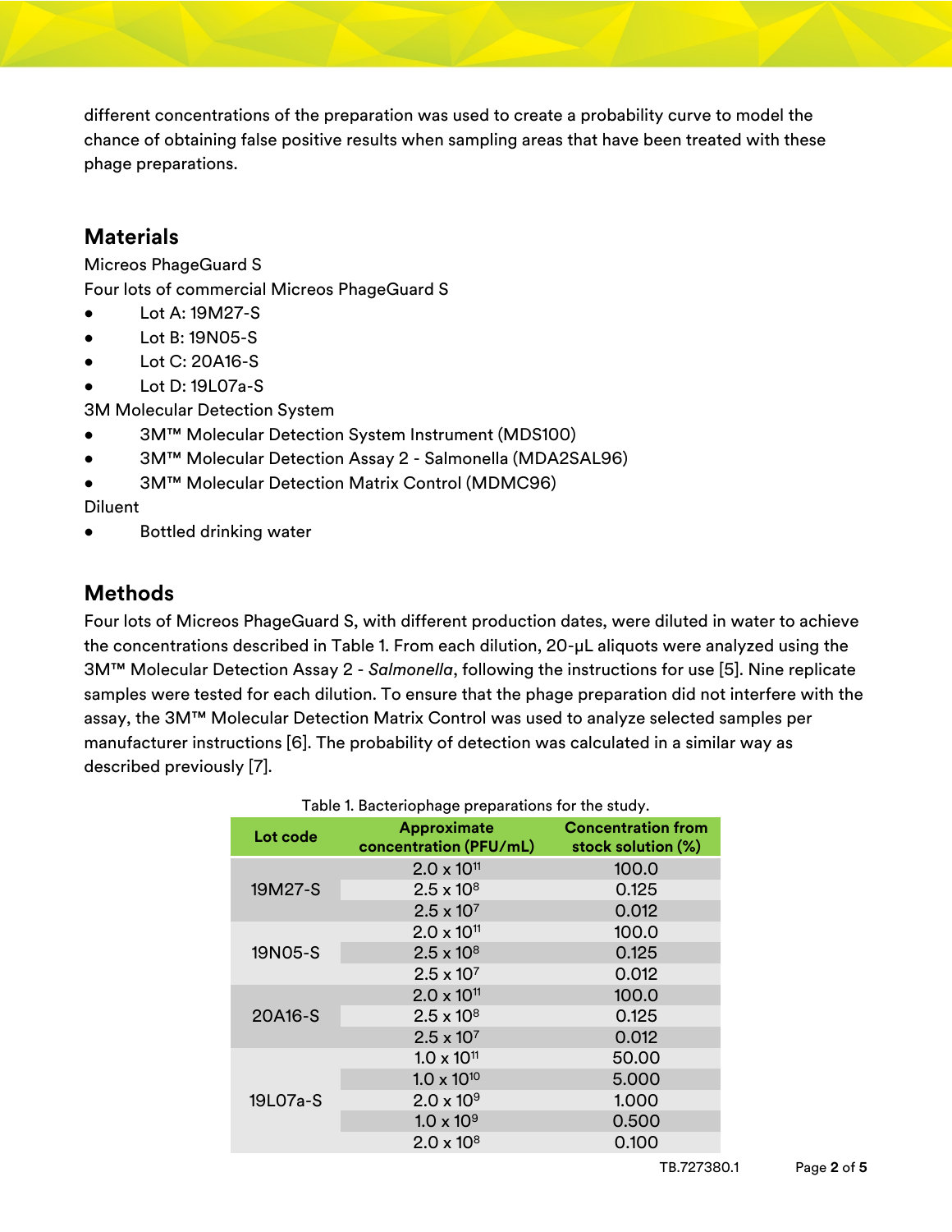different concentrations of the preparation was used to create a probability curve to model the chance of obtaining false positive results when sampling areas that have been treated with these phage preparations.

## Materials

Micreos PhageGuard S

Four lots of commercial Micreos PhageGuard S

- Lot A: 19M27-S
- Lot B: 19N05-S
- Lot C: 20A16-S
- Lot D: 19L07a-S

3M Molecular Detection System

- 3M™ Molecular Detection System Instrument (MDS100)
- 3M™ Molecular Detection Assay 2 - Salmonella (MDA2SAL96)
- 3M™ Molecular Detection Matrix Control (MDMC96)

Diluent

- Bottled drinking water

## Methods

Four lots of Micreos PhageGuard S, with different production dates, were diluted in water to achieve the concentrations described in Table 1. From each dilution, 20-µL aliquots were analyzed using the 3M™ Molecular Detection Assay 2 - *Salmonella*, following the instructions for use [5]. Nine replicate samples were tested for each dilution. To ensure that the phage preparation did not interfere with the assay, the 3M™ Molecular Detection Matrix Control was used to analyze selected samples per manufacturer instructions [6]. The probability of detection was calculated in a similar way as described previously [7].

Table 1. Bacteriophage preparations for the study.

| Lot code | Approximate concentration (PFU/mL) | Concentration from stock solution (%) |
|---|---|---|
| 19M27-S | $2.0 \times 10^{11}$ | 100.0 |
| | $2.5 \times 10^{8}$ | 0.125 |
| | $2.5 \times 10^{7}$ | 0.012 |
| 19N05-S | $2.0 \times 10^{11}$ | 100.0 |
| | $2.5 \times 10^{8}$ | 0.125 |
| | $2.5 \times 10^{7}$ | 0.012 |
| 20A16-S | $2.0 \times 10^{11}$ | 100.0 |
| | $2.5 \times 10^{8}$ | 0.125 |
| | $2.5 \times 10^{7}$ | 0.012 |
| 19L07a-S | $1.0 \times 10^{11}$ | 50.00 |
| | $1.0 \times 10^{10}$ | 5.000 |
| | $2.0 \times 10^{9}$ | 1.000 |
| | $1.0 \times 10^{9}$ | 0.500 |
| | $2.0 \times 10^{8}$ | 0.100 |

TB.727380.1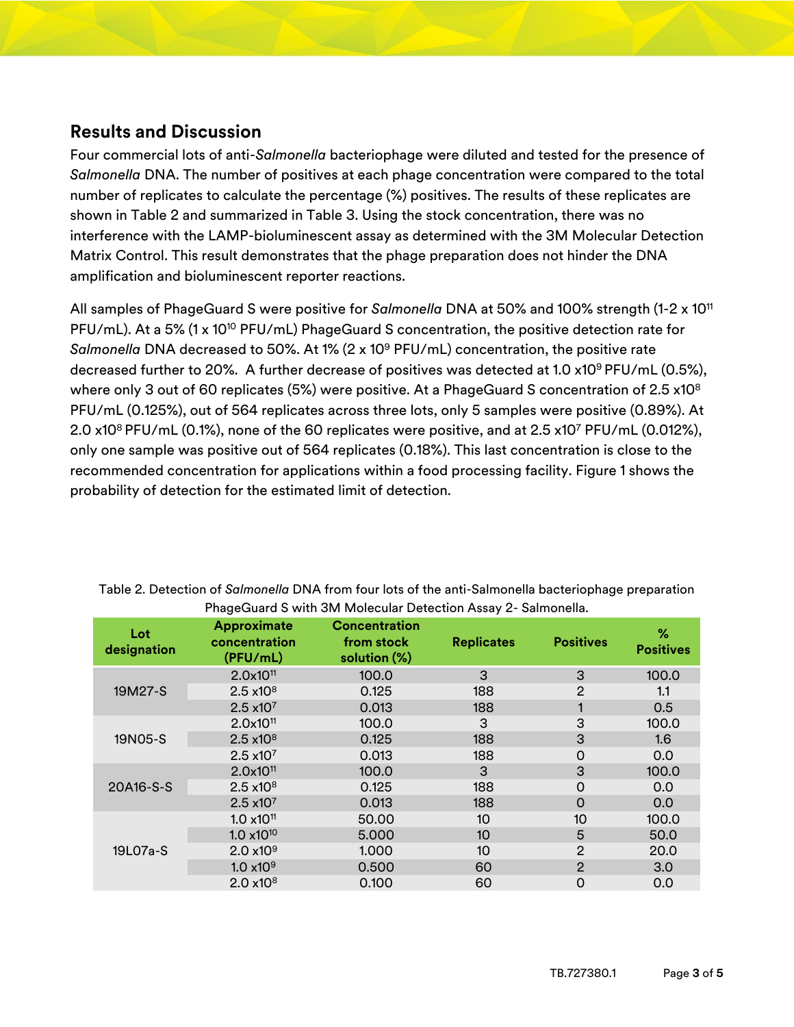## Results and Discussion

Four commercial lots of anti-*Salmonella* bacteriophage were diluted and tested for the presence of *Salmonella* DNA. The number of positives at each phage concentration were compared to the total number of replicates to calculate the percentage (%) positives. The results of these replicates are shown in Table 2 and summarized in Table 3. Using the stock concentration, there was no interference with the LAMP-bioluminescent assay as determined with the 3M Molecular Detection Matrix Control. This result demonstrates that the phage preparation does not hinder the DNA amplification and bioluminescent reporter reactions.

All samples of PhageGuard S were positive for *Salmonella* DNA at 50% and 100% strength (1-2 x $10^{11}$ PFU/mL). At a 5% (1 x $10^{10}$ PFU/mL) PhageGuard S concentration, the positive detection rate for *Salmonella* DNA decreased to 50%. At 1% (2 x $10^{9}$ PFU/mL) concentration, the positive rate decreased further to 20%. A further decrease of positives was detected at 1.0 x$10^{9}$ PFU/mL (0.5%), where only 3 out of 60 replicates (5%) were positive. At a PhageGuard S concentration of 2.5 x$10^{8}$ PFU/mL (0.125%), out of 564 replicates across three lots, only 5 samples were positive (0.89%). At 2.0 x$10^{8}$ PFU/mL (0.1%), none of the 60 replicates were positive, and at 2.5 x$10^{7}$ PFU/mL (0.012%), only one sample was positive out of 564 replicates (0.18%). This last concentration is close to the recommended concentration for applications within a food processing facility. Figure 1 shows the probability of detection for the estimated limit of detection.

Table 2. Detection of *Salmonella* DNA from four lots of the anti-Salmonella bacteriophage preparation PhageGuard S with 3M Molecular Detection Assay 2- Salmonella.

| Lot designation | Approximate concentration (PFU/mL) | Concentration from stock solution (%) | Replicates | Positives | % Positives |
|---|---|---|---|---|---|
| 19M27-S | 2.0x$10^{11}$ | 100.0 | 3 | 3 | 100.0 |
| | 2.5 x$10^{8}$ | 0.125 | 188 | 2 | 1.1 |
| | 2.5 x$10^{7}$ | 0.013 | 188 | 1 | 0.5 |
| 19N05-S | 2.0x$10^{11}$ | 100.0 | 3 | 3 | 100.0 |
| | 2.5 x$10^{8}$ | 0.125 | 188 | 3 | 1.6 |
| | 2.5 x$10^{7}$ | 0.013 | 188 | 0 | 0.0 |
| 20A16-S-S | 2.0x$10^{11}$ | 100.0 | 3 | 3 | 100.0 |
| | 2.5 x$10^{8}$ | 0.125 | 188 | 0 | 0.0 |
| | 2.5 x$10^{7}$ | 0.013 | 188 | 0 | 0.0 |
| 19L07a-S | 1.0 x$10^{11}$ | 50.00 | 10 | 10 | 100.0 |
| | 1.0 x$10^{10}$ | 5.000 | 10 | 5 | 50.0 |
| | 2.0 x$10^{9}$ | 1.000 | 10 | 2 | 20.0 |
| | 1.0 x$10^{9}$ | 0.500 | 60 | 2 | 3.0 |
| | 2.0 x$10^{8}$ | 0.100 | 60 | 0 | 0.0 |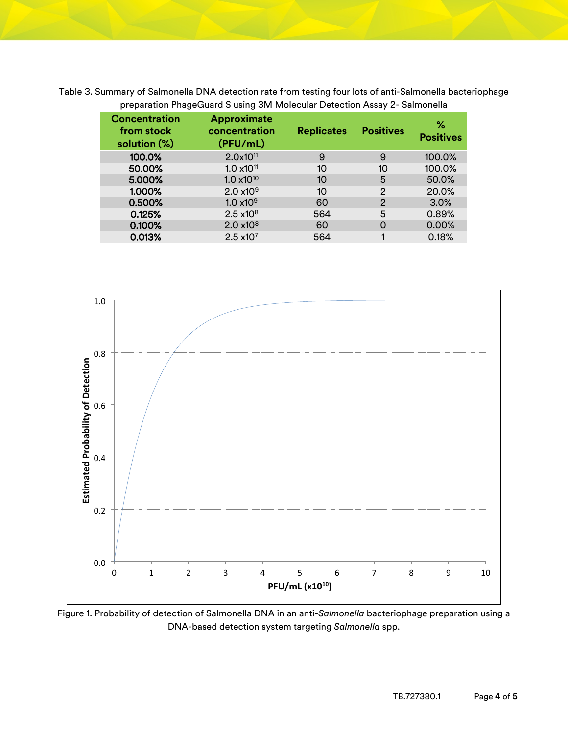Table 3. Summary of Salmonella DNA detection rate from testing four lots of anti-Salmonella bacteriophage preparation PhageGuard S using 3M Molecular Detection Assay 2- Salmonella

| Concentration from stock solution (%) | Approximate concentration (PFU/mL) | Replicates | Positives | % Positives |
|---|---|---|---|---|
| 100.0% | $2.0 \times 10^{11}$ | 9 | 9 | 100.0% |
| 50.00% | $1.0 \times 10^{11}$ | 10 | 10 | 100.0% |
| 5.000% | $1.0 \times 10^{10}$ | 10 | 5 | 50.0% |
| 1.000% | $2.0 \times 10^{9}$ | 10 | 2 | 20.0% |
| 0.500% | $1.0 \times 10^{9}$ | 60 | 2 | 3.0% |
| 0.125% | $2.5 \times 10^{8}$ | 564 | 5 | 0.89% |
| 0.100% | $2.0 \times 10^{8}$ | 60 | 0 | 0.00% |
| 0.013% | $2.5 \times 10^{7}$ | 564 | 1 | 0.18% |

Figure 1. Probability of detection of Salmonella DNA in an anti-*Salmonella* bacteriophage preparation using a DNA-based detection system targeting *Salmonella* spp.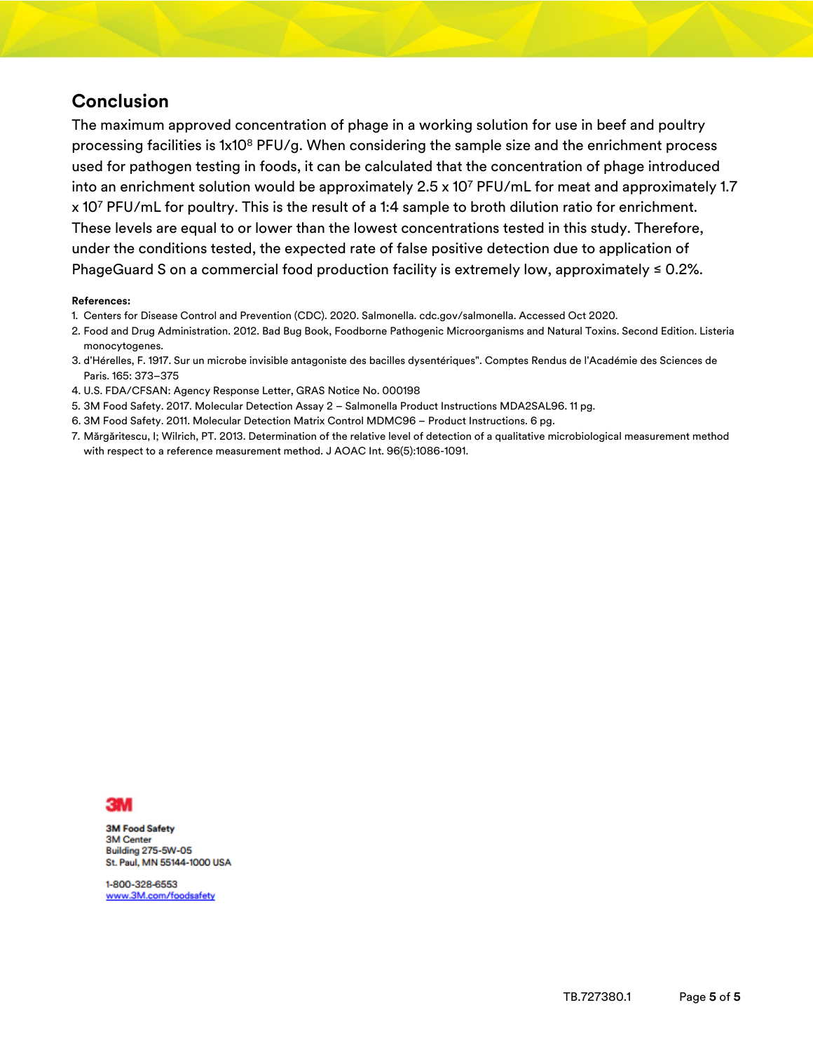## Conclusion

The maximum approved concentration of phage in a working solution for use in beef and poultry processing facilities is $1x10^8$ PFU/g. When considering the sample size and the enrichment process used for pathogen testing in foods, it can be calculated that the concentration of phage introduced into an enrichment solution would be approximately $2.5 \times 10^7$ PFU/mL for meat and approximately $1.7 \times 10^7$ PFU/mL for poultry. This is the result of a 1:4 sample to broth dilution ratio for enrichment. These levels are equal to or lower than the lowest concentrations tested in this study. Therefore, under the conditions tested, the expected rate of false positive detection due to application of PhageGuard S on a commercial food production facility is extremely low, approximately ≤ 0.2%.

**References:**

1. Centers for Disease Control and Prevention (CDC). 2020. Salmonella. cdc.gov/salmonella. Accessed Oct 2020.
2. Food and Drug Administration. 2012. Bad Bug Book, Foodborne Pathogenic Microorganisms and Natural Toxins. Second Edition. Listeria monocytogenes.
3. d'Hérelles, F. 1917. Sur un microbe invisible antagoniste des bacilles dysentériques". Comptes Rendus de l'Académie des Sciences de Paris. 165: 373–375
4. U.S. FDA/CFSAN: Agency Response Letter, GRAS Notice No. 000198
5. 3M Food Safety. 2017. Molecular Detection Assay 2 – Salmonella Product Instructions MDA2SAL96. 11 pg.
6. 3M Food Safety. 2011. Molecular Detection Matrix Control MDMC96 – Product Instructions. 6 pg.
7. Mărgăritescu, I; Wilrich, PT. 2013. Determination of the relative level of detection of a qualitative microbiological measurement method with respect to a reference measurement method. J AOAC Int. 96(5):1086-1091.

3M

3M Food Safety
3M Center
Building 275-5W-05
St. Paul, MN 55144-1000 USA

1-800-328-6553
www.3M.com/foodsafety

TB.727380.1